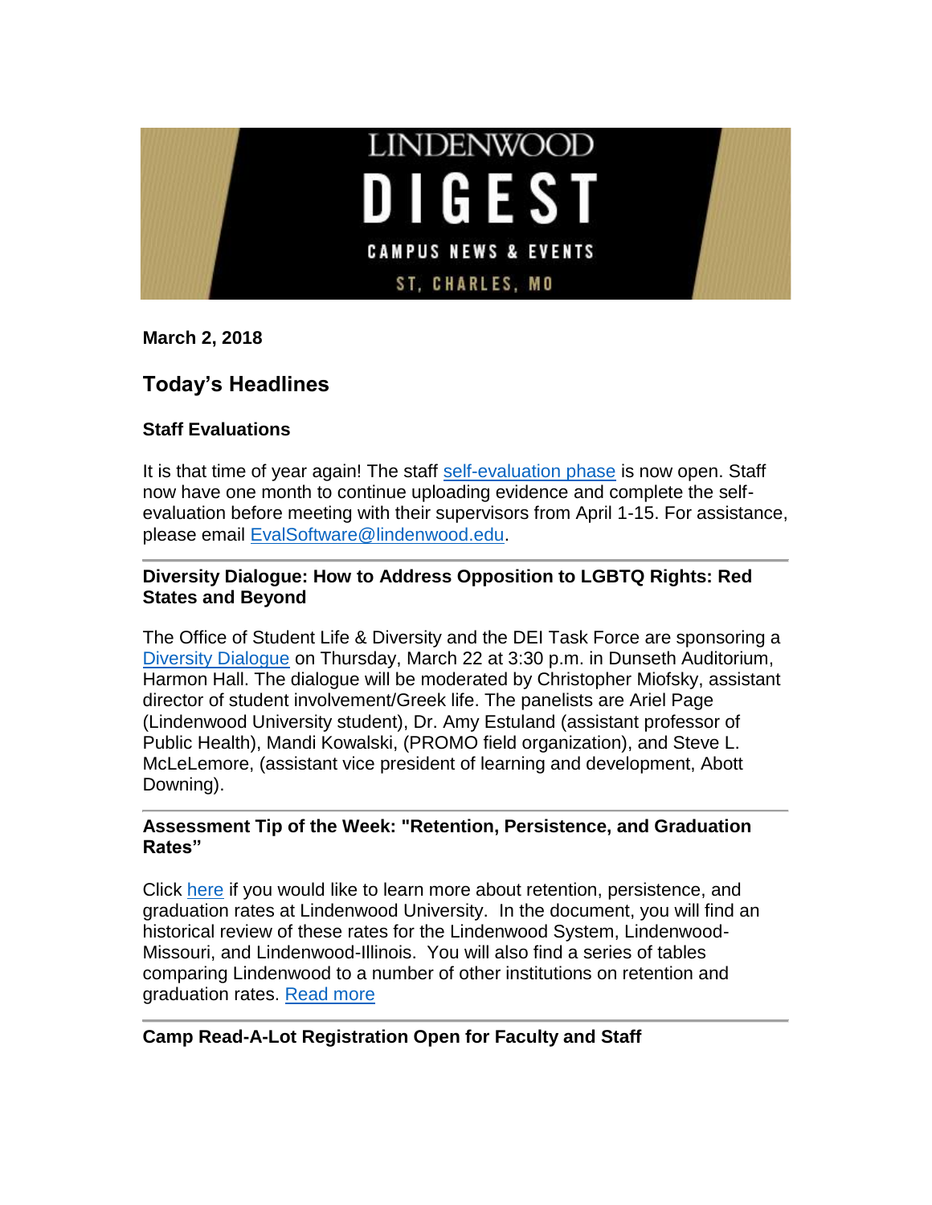# LINDENWOOD DIGEST

CAMPUS NEWS & EVENTS

ST. CHARLES, MO

**March 2, 2018**

## Today's Headlines

### Staff Evaluations

It is that time of year again! The staff self-evaluation phase is now open. Staff now have one month to continue uploading evidence and complete the self-evaluation before meeting with their supervisors from April 1-15. For assistance, please email EvalSoftware@lindenwood.edu.

---

### Diversity Dialogue: How to Address Opposition to LGBTQ Rights: Red States and Beyond

The Office of Student Life & Diversity and the DEI Task Force are sponsoring a Diversity Dialogue on Thursday, March 22 at 3:30 p.m. in Dunseth Auditorium, Harmon Hall. The dialogue will be moderated by Christopher Miofsky, assistant director of student involvement/Greek life. The panelists are Ariel Page (Lindenwood University student), Dr. Amy Estuland (assistant professor of Public Health), Mandi Kowalski, (PROMO field organization), and Steve L. McLeLemore, (assistant vice president of learning and development, Abott Downing).

---

### Assessment Tip of the Week: "Retention, Persistence, and Graduation Rates"

Click here if you would like to learn more about retention, persistence, and graduation rates at Lindenwood University. In the document, you will find an historical review of these rates for the Lindenwood System, Lindenwood-Missouri, and Lindenwood-Illinois. You will also find a series of tables comparing Lindenwood to a number of other institutions on retention and graduation rates. Read more

---

### Camp Read-A-Lot Registration Open for Faculty and Staff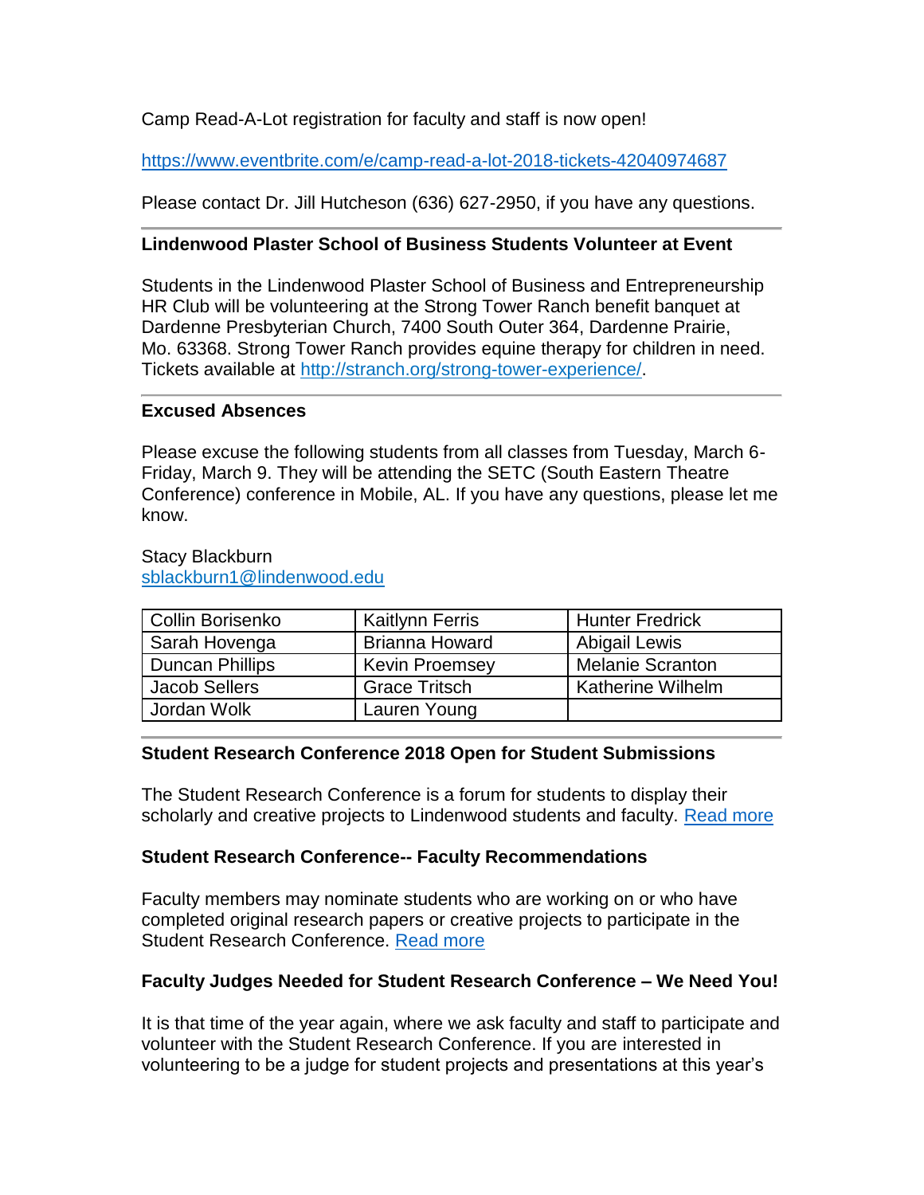Camp Read-A-Lot registration for faculty and staff is now open!

https://www.eventbrite.com/e/camp-read-a-lot-2018-tickets-42040974687

Please contact Dr. Jill Hutcheson (636) 627-2950, if you have any questions.

---

**Lindenwood Plaster School of Business Students Volunteer at Event**

Students in the Lindenwood Plaster School of Business and Entrepreneurship HR Club will be volunteering at the Strong Tower Ranch benefit banquet at Dardenne Presbyterian Church, 7400 South Outer 364, Dardenne Prairie, Mo. 63368. Strong Tower Ranch provides equine therapy for children in need. Tickets available at http://stranch.org/strong-tower-experience/.

---

**Excused Absences**

Please excuse the following students from all classes from Tuesday, March 6-Friday, March 9. They will be attending the SETC (South Eastern Theatre Conference) conference in Mobile, AL. If you have any questions, please let me know.

Stacy Blackburn
sblackburn1@lindenwood.edu

| | | |
|---|---|---|
| Collin Borisenko | Kaitlynn Ferris | Hunter Fredrick |
| Sarah Hovenga | Brianna Howard | Abigail Lewis |
| Duncan Phillips | Kevin Proemsey | Melanie Scranton |
| Jacob Sellers | Grace Tritsch | Katherine Wilhelm |
| Jordan Wolk | Lauren Young | |

---

**Student Research Conference 2018 Open for Student Submissions**

The Student Research Conference is a forum for students to display their scholarly and creative projects to Lindenwood students and faculty. Read more

**Student Research Conference-- Faculty Recommendations**

Faculty members may nominate students who are working on or who have completed original research papers or creative projects to participate in the Student Research Conference. Read more

**Faculty Judges Needed for Student Research Conference – We Need You!**

It is that time of the year again, where we ask faculty and staff to participate and volunteer with the Student Research Conference. If you are interested in volunteering to be a judge for student projects and presentations at this year's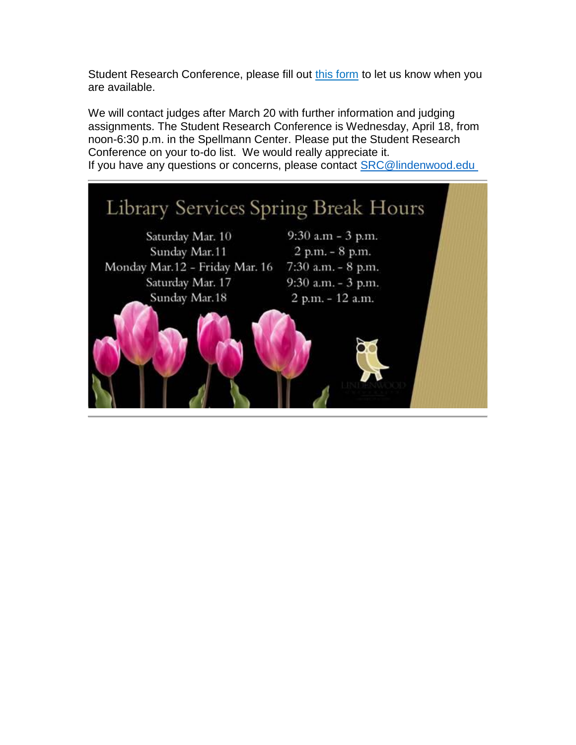Student Research Conference, please fill out [this form](#) to let us know when you are available.

We will contact judges after March 20 with further information and judging assignments. The Student Research Conference is Wednesday, April 18, from noon-6:30 p.m. in the Spellmann Center. Please put the Student Research Conference on your to-do list. We would really appreciate it.
If you have any questions or concerns, please contact SRC@lindenwood.edu

---

## Library Services Spring Break Hours

| | |
|---|---|
| Saturday Mar. 10 | 9:30 a.m - 3 p.m. |
| Sunday Mar.11 | 2 p.m. - 8 p.m. |
| Monday Mar.12 - Friday Mar. 16 | 7:30 a.m. - 8 p.m. |
| Saturday Mar. 17 | 9:30 a.m. - 3 p.m. |
| Sunday Mar.18 | 2 p.m. - 12 a.m. |

---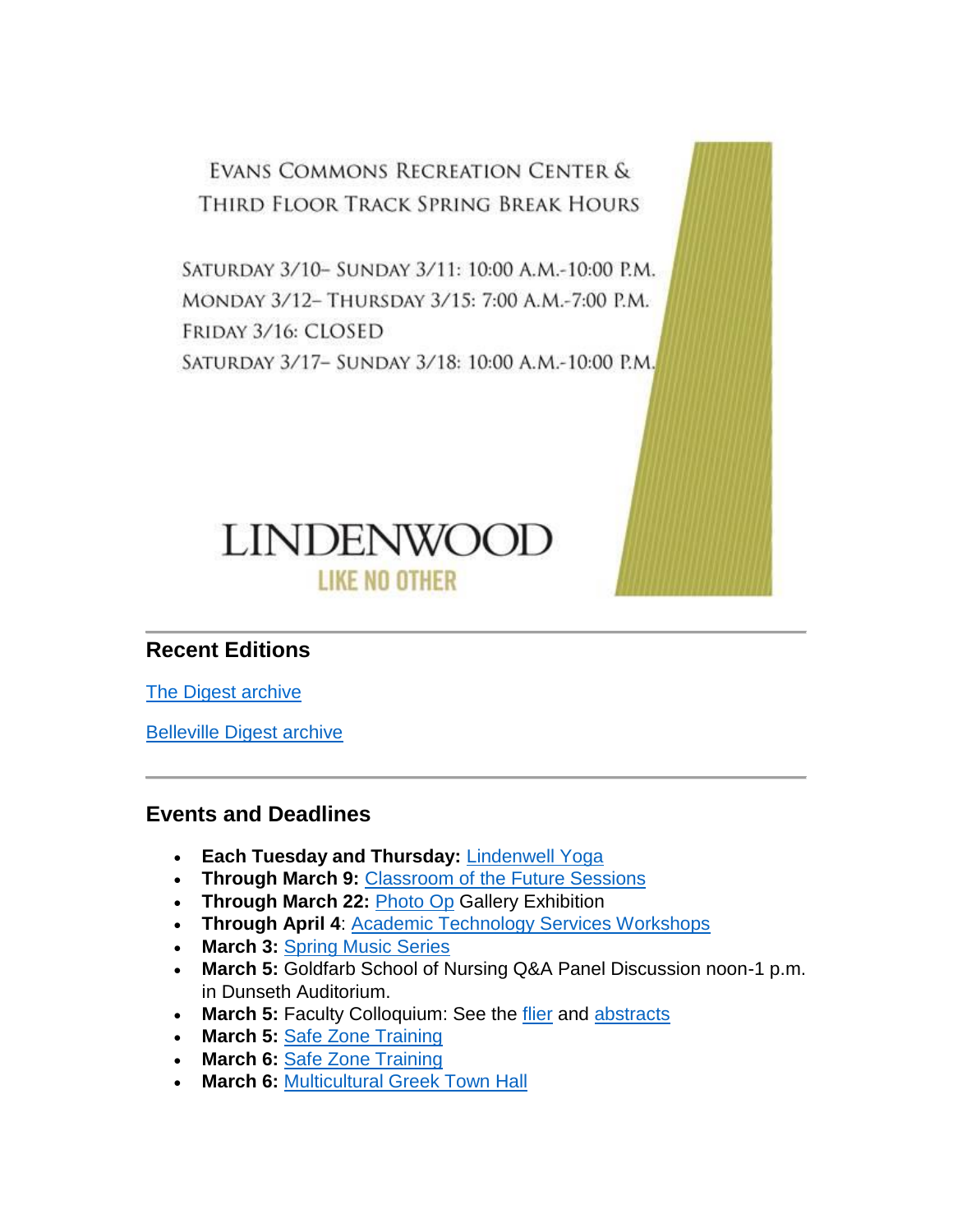EVANS COMMONS RECREATION CENTER & THIRD FLOOR TRACK SPRING BREAK HOURS

SATURDAY 3/10– SUNDAY 3/11: 10:00 A.M.-10:00 P.M.
MONDAY 3/12– THURSDAY 3/15: 7:00 A.M.-7:00 P.M.
FRIDAY 3/16: CLOSED
SATURDAY 3/17– SUNDAY 3/18: 10:00 A.M.-10:00 P.M.

LINDENWOOD
LIKE NO OTHER

## Recent Editions

The Digest archive

Belleville Digest archive

## Events and Deadlines

- **Each Tuesday and Thursday:** Lindenwell Yoga
- **Through March 9:** Classroom of the Future Sessions
- **Through March 22:** Photo Op Gallery Exhibition
- **Through April 4**: Academic Technology Services Workshops
- **March 3:** Spring Music Series
- **March 5:** Goldfarb School of Nursing Q&A Panel Discussion noon-1 p.m. in Dunseth Auditorium.
- **March 5:** Faculty Colloquium: See the flier and abstracts
- **March 5:** Safe Zone Training
- **March 6:** Safe Zone Training
- **March 6:** Multicultural Greek Town Hall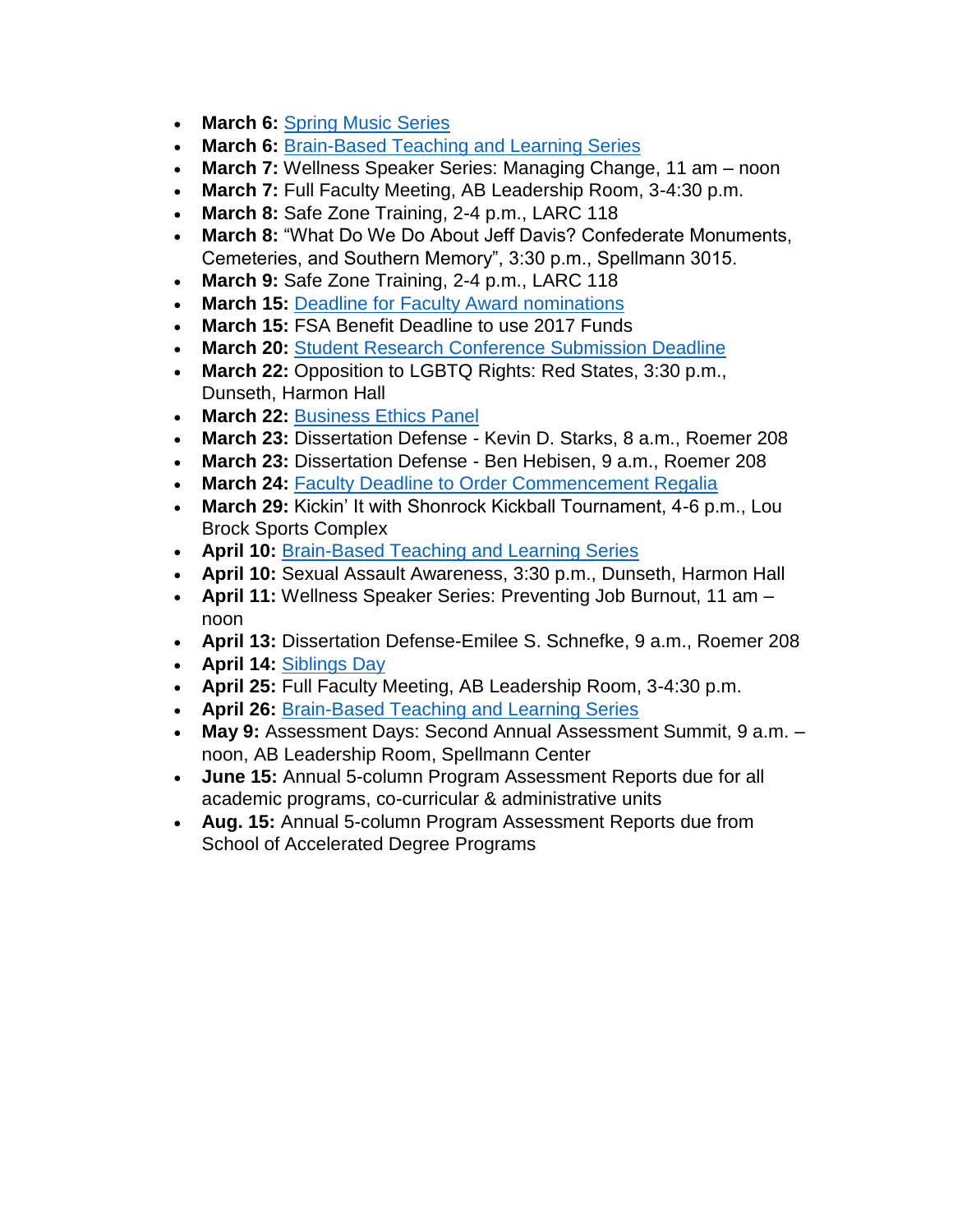- **March 6:** Spring Music Series
- **March 6:** Brain-Based Teaching and Learning Series
- **March 7:** Wellness Speaker Series: Managing Change, 11 am – noon
- **March 7:** Full Faculty Meeting, AB Leadership Room, 3-4:30 p.m.
- **March 8:** Safe Zone Training, 2-4 p.m., LARC 118
- **March 8:** "What Do We Do About Jeff Davis? Confederate Monuments, Cemeteries, and Southern Memory", 3:30 p.m., Spellmann 3015.
- **March 9:** Safe Zone Training, 2-4 p.m., LARC 118
- **March 15:** Deadline for Faculty Award nominations
- **March 15:** FSA Benefit Deadline to use 2017 Funds
- **March 20:** Student Research Conference Submission Deadline
- **March 22:** Opposition to LGBTQ Rights: Red States, 3:30 p.m., Dunseth, Harmon Hall
- **March 22:** Business Ethics Panel
- **March 23:** Dissertation Defense - Kevin D. Starks, 8 a.m., Roemer 208
- **March 23:** Dissertation Defense - Ben Hebisen, 9 a.m., Roemer 208
- **March 24:** Faculty Deadline to Order Commencement Regalia
- **March 29:** Kickin' It with Shonrock Kickball Tournament, 4-6 p.m., Lou Brock Sports Complex
- **April 10:** Brain-Based Teaching and Learning Series
- **April 10:** Sexual Assault Awareness, 3:30 p.m., Dunseth, Harmon Hall
- **April 11:** Wellness Speaker Series: Preventing Job Burnout, 11 am – noon
- **April 13:** Dissertation Defense-Emilee S. Schnefke, 9 a.m., Roemer 208
- **April 14:** Siblings Day
- **April 25:** Full Faculty Meeting, AB Leadership Room, 3-4:30 p.m.
- **April 26:** Brain-Based Teaching and Learning Series
- **May 9:** Assessment Days: Second Annual Assessment Summit, 9 a.m. – noon, AB Leadership Room, Spellmann Center
- **June 15:** Annual 5-column Program Assessment Reports due for all academic programs, co-curricular & administrative units
- **Aug. 15:** Annual 5-column Program Assessment Reports due from School of Accelerated Degree Programs